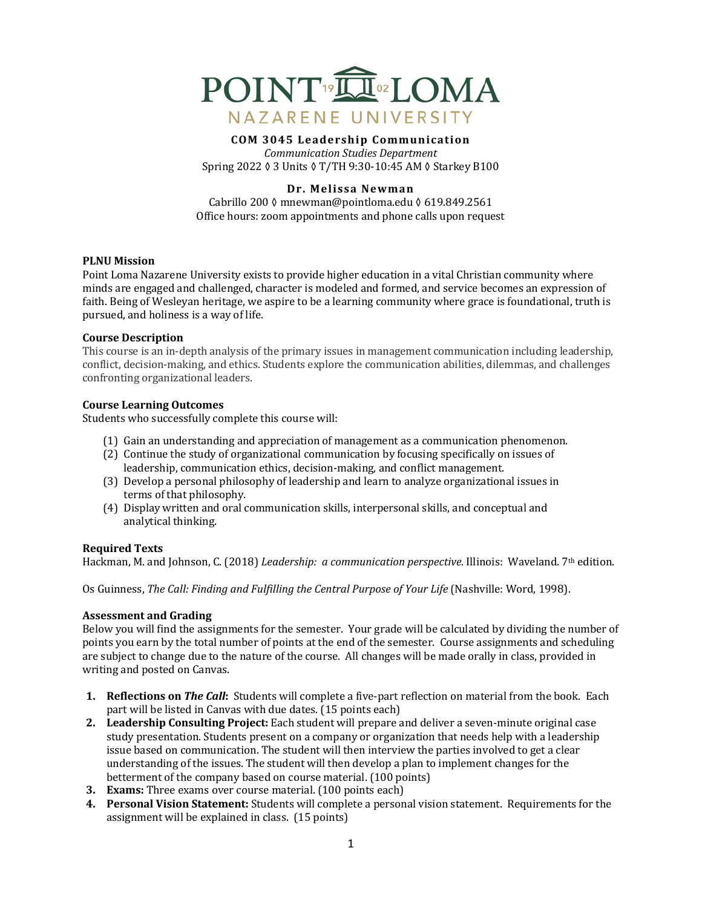# POINT LOMA NAZARENE UNIVERSITY

**COM 3045 Leadership Communication**

*Communication Studies Department*

Spring 2022 ◊ 3 Units ◊ T/TH 9:30-10:45 AM ◊ Starkey B100

**Dr. Melissa Newman**

Cabrillo 200 ◊ mnewman@pointloma.edu ◊ 619.849.2561

Office hours: zoom appointments and phone calls upon request

**PLNU Mission**

Point Loma Nazarene University exists to provide higher education in a vital Christian community where minds are engaged and challenged, character is modeled and formed, and service becomes an expression of faith. Being of Wesleyan heritage, we aspire to be a learning community where grace is foundational, truth is pursued, and holiness is a way of life.

**Course Description**

This course is an in-depth analysis of the primary issues in management communication including leadership, conflict, decision-making, and ethics. Students explore the communication abilities, dilemmas, and challenges confronting organizational leaders.

**Course Learning Outcomes**

Students who successfully complete this course will:

(1) Gain an understanding and appreciation of management as a communication phenomenon.
(2) Continue the study of organizational communication by focusing specifically on issues of leadership, communication ethics, decision-making, and conflict management.
(3) Develop a personal philosophy of leadership and learn to analyze organizational issues in terms of that philosophy.
(4) Display written and oral communication skills, interpersonal skills, and conceptual and analytical thinking.

**Required Texts**

Hackman, M. and Johnson, C. (2018) *Leadership: a communication perspective.* Illinois: Waveland. 7th edition.

Os Guinness, *The Call: Finding and Fulfilling the Central Purpose of Your Life* (Nashville: Word, 1998).

**Assessment and Grading**

Below you will find the assignments for the semester. Your grade will be calculated by dividing the number of points you earn by the total number of points at the end of the semester. Course assignments and scheduling are subject to change due to the nature of the course. All changes will be made orally in class, provided in writing and posted on Canvas.

1. **Reflections on *The Call*:** Students will complete a five-part reflection on material from the book. Each part will be listed in Canvas with due dates. (15 points each)
2. **Leadership Consulting Project:** Each student will prepare and deliver a seven-minute original case study presentation. Students present on a company or organization that needs help with a leadership issue based on communication. The student will then interview the parties involved to get a clear understanding of the issues. The student will then develop a plan to implement changes for the betterment of the company based on course material. (100 points)
3. **Exams:** Three exams over course material. (100 points each)
4. **Personal Vision Statement:** Students will complete a personal vision statement. Requirements for the assignment will be explained in class. (15 points)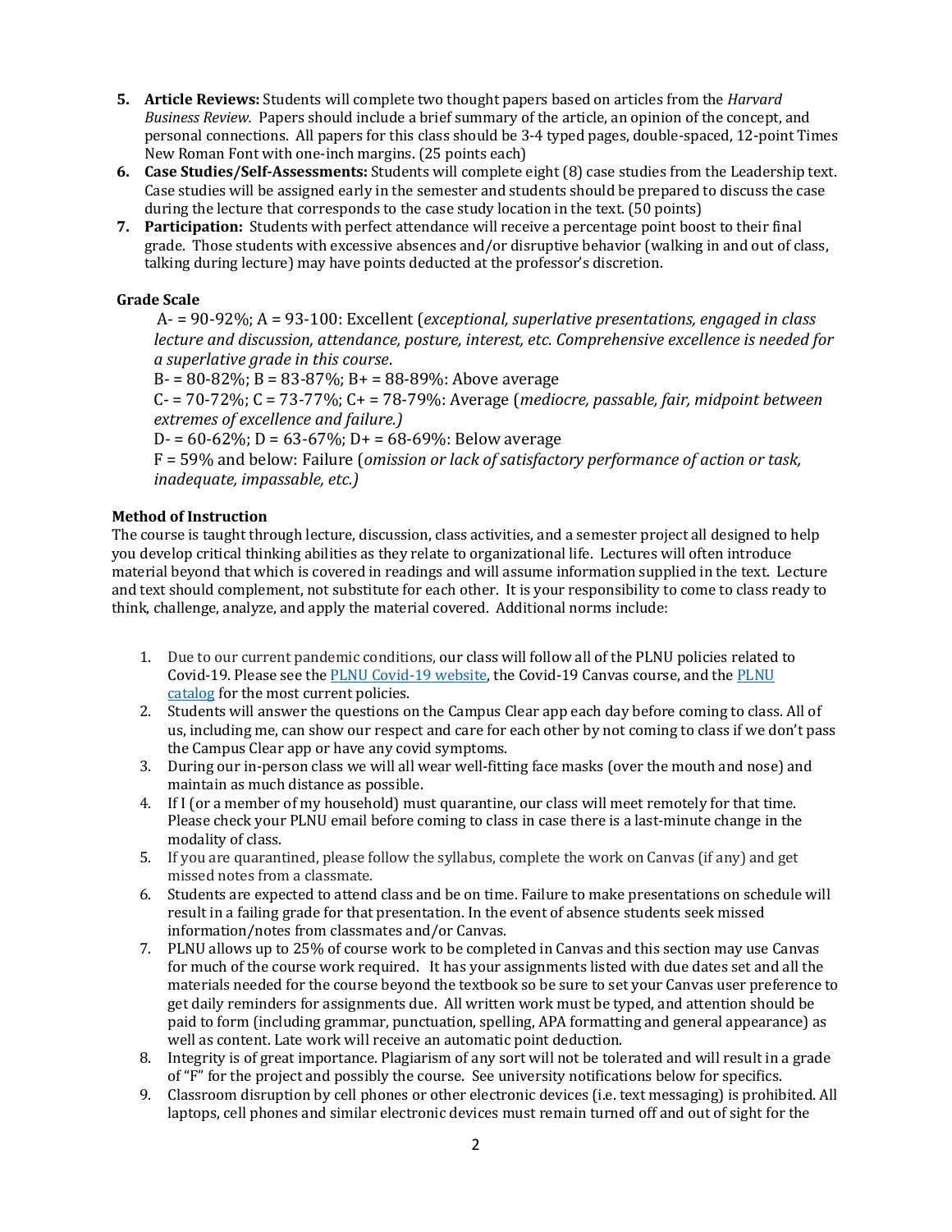5. **Article Reviews:** Students will complete two thought papers based on articles from the *Harvard Business Review.* Papers should include a brief summary of the article, an opinion of the concept, and personal connections. All papers for this class should be 3-4 typed pages, double-spaced, 12-point Times New Roman Font with one-inch margins. (25 points each)
6. **Case Studies/Self-Assessments:** Students will complete eight (8) case studies from the Leadership text. Case studies will be assigned early in the semester and students should be prepared to discuss the case during the lecture that corresponds to the case study location in the text. (50 points)
7. **Participation:** Students with perfect attendance will receive a percentage point boost to their final grade. Those students with excessive absences and/or disruptive behavior (walking in and out of class, talking during lecture) may have points deducted at the professor's discretion.

**Grade Scale**

A- = 90-92%; A = 93-100: Excellent (*exceptional, superlative presentations, engaged in class lecture and discussion, attendance, posture, interest, etc. Comprehensive excellence is needed for a superlative grade in this course*.

B- = 80-82%; B = 83-87%; B+ = 88-89%: Above average

C- = 70-72%; C = 73-77%; C+ = 78-79%: Average (*mediocre, passable, fair, midpoint between extremes of excellence and failure.)*

D- = 60-62%; D = 63-67%; D+ = 68-69%: Below average

F = 59% and below: Failure (*omission or lack of satisfactory performance of action or task, inadequate, impassable, etc.)*

**Method of Instruction**

The course is taught through lecture, discussion, class activities, and a semester project all designed to help you develop critical thinking abilities as they relate to organizational life. Lectures will often introduce material beyond that which is covered in readings and will assume information supplied in the text. Lecture and text should complement, not substitute for each other. It is your responsibility to come to class ready to think, challenge, analyze, and apply the material covered. Additional norms include:

1. Due to our current pandemic conditions, our class will follow all of the PLNU policies related to Covid-19. Please see the [PLNU Covid-19 website](), the Covid-19 Canvas course, and the [PLNU catalog]() for the most current policies.
2. Students will answer the questions on the Campus Clear app each day before coming to class. All of us, including me, can show our respect and care for each other by not coming to class if we don't pass the Campus Clear app or have any covid symptoms.
3. During our in-person class we will all wear well-fitting face masks (over the mouth and nose) and maintain as much distance as possible.
4. If I (or a member of my household) must quarantine, our class will meet remotely for that time. Please check your PLNU email before coming to class in case there is a last-minute change in the modality of class.
5. If you are quarantined, please follow the syllabus, complete the work on Canvas (if any) and get missed notes from a classmate.
6. Students are expected to attend class and be on time. Failure to make presentations on schedule will result in a failing grade for that presentation. In the event of absence students seek missed information/notes from classmates and/or Canvas.
7. PLNU allows up to 25% of course work to be completed in Canvas and this section may use Canvas for much of the course work required. It has your assignments listed with due dates set and all the materials needed for the course beyond the textbook so be sure to set your Canvas user preference to get daily reminders for assignments due. All written work must be typed, and attention should be paid to form (including grammar, punctuation, spelling, APA formatting and general appearance) as well as content. Late work will receive an automatic point deduction.
8. Integrity is of great importance. Plagiarism of any sort will not be tolerated and will result in a grade of "F" for the project and possibly the course. See university notifications below for specifics.
9. Classroom disruption by cell phones or other electronic devices (i.e. text messaging) is prohibited. All laptops, cell phones and similar electronic devices must remain turned off and out of sight for the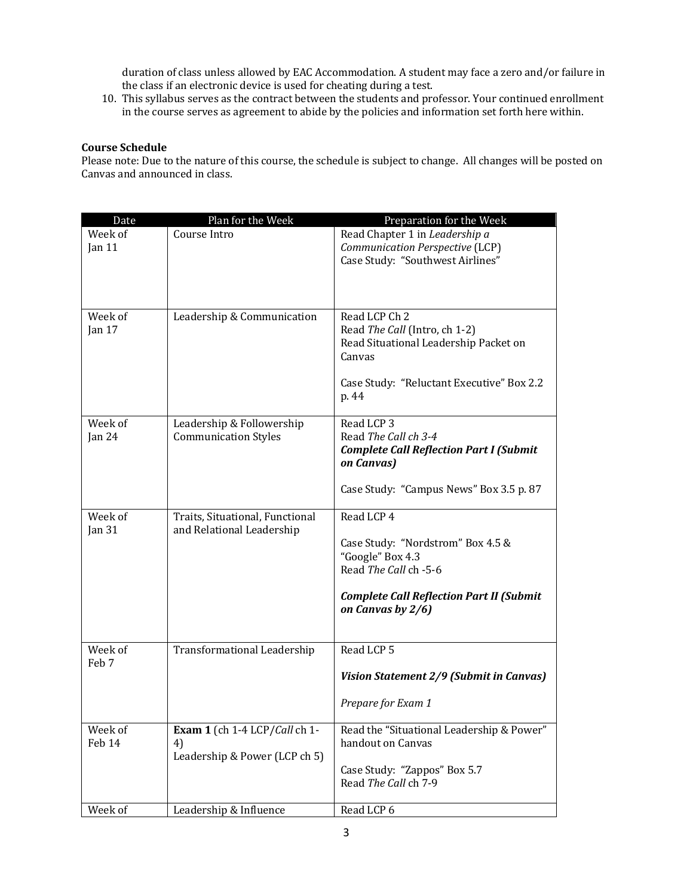duration of class unless allowed by EAC Accommodation. A student may face a zero and/or failure in the class if an electronic device is used for cheating during a test.

10. This syllabus serves as the contract between the students and professor. Your continued enrollment in the course serves as agreement to abide by the policies and information set forth here within.

**Course Schedule**

Please note: Due to the nature of this course, the schedule is subject to change. All changes will be posted on Canvas and announced in class.

| Date | Plan for the Week | Preparation for the Week |
|---|---|---|
| Week of Jan 11 | Course Intro | Read Chapter 1 in *Leadership a Communication Perspective* (LCP)<br>Case Study: "Southwest Airlines" |
| Week of Jan 17 | Leadership & Communication | Read LCP Ch 2<br>Read *The Call* (Intro, ch 1-2)<br>Read Situational Leadership Packet on Canvas<br><br>Case Study: "Reluctant Executive" Box 2.2 p. 44 |
| Week of Jan 24 | Leadership & Followership Communication Styles | Read LCP 3<br>Read *The Call ch 3-4*<br>***Complete Call Reflection Part I (Submit on Canvas)***<br><br>Case Study: "Campus News" Box 3.5 p. 87 |
| Week of Jan 31 | Traits, Situational, Functional and Relational Leadership | Read LCP 4<br><br>Case Study: "Nordstrom" Box 4.5 & "Google" Box 4.3<br>Read *The Call* ch -5-6<br><br>***Complete Call Reflection Part II (Submit on Canvas by 2/6)*** |
| Week of Feb 7 | Transformational Leadership | Read LCP 5<br><br>***Vision Statement 2/9 (Submit in Canvas)***<br><br>*Prepare for Exam 1* |
| Week of Feb 14 | **Exam 1** (ch 1-4 LCP/*Call* ch 1-4)<br>Leadership & Power (LCP ch 5) | Read the "Situational Leadership & Power" handout on Canvas<br><br>Case Study: "Zappos" Box 5.7<br>Read *The Call* ch 7-9 |
| Week of | Leadership & Influence | Read LCP 6 |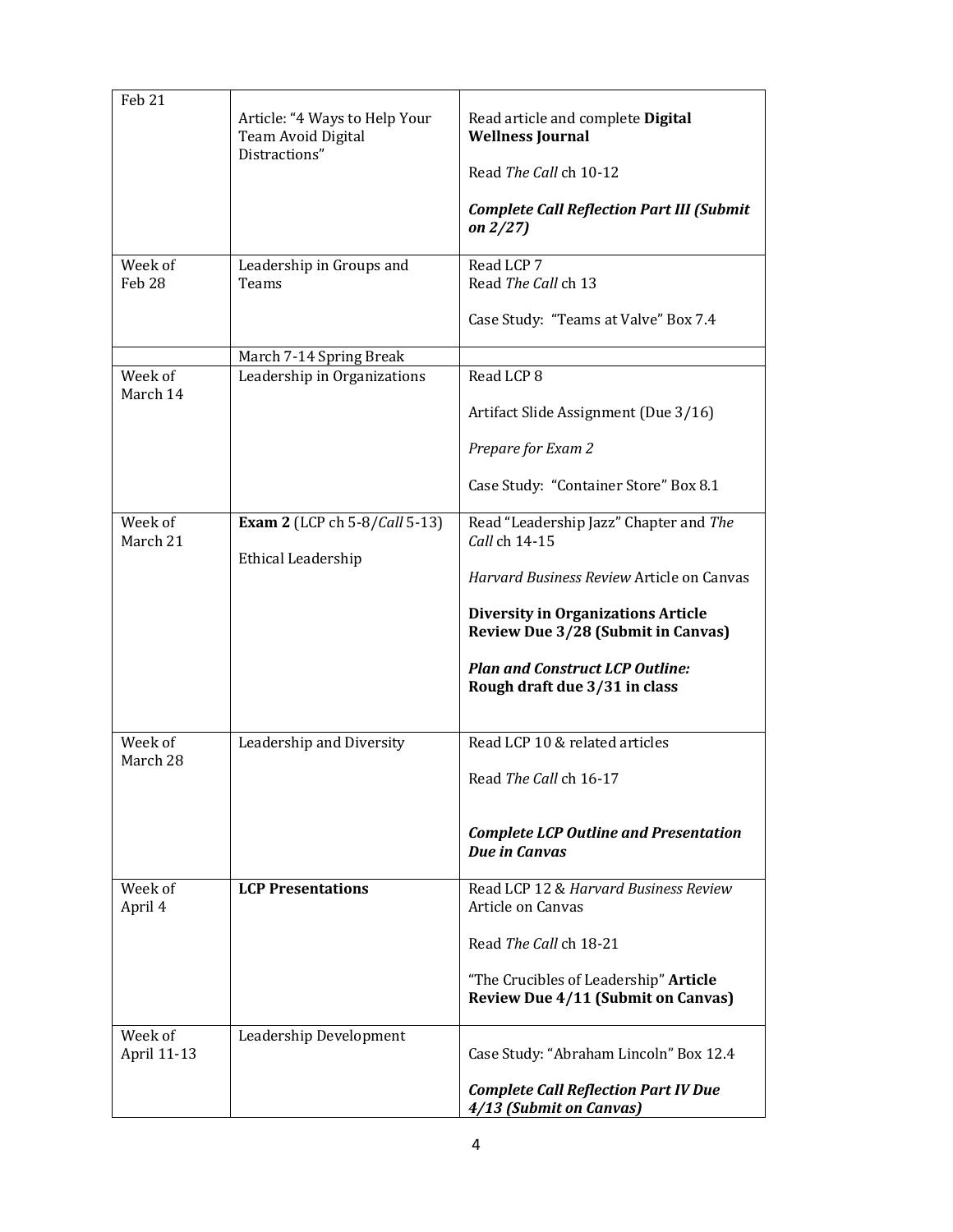| | | |
|---|---|---|
| Feb 21 | Article: "4 Ways to Help Your Team Avoid Digital Distractions" | Read article and complete **Digital Wellness Journal**<br><br>Read *The Call* ch 10-12<br><br>***Complete Call Reflection Part III (Submit on 2/27)*** |
| Week of Feb 28 | Leadership in Groups and Teams | Read LCP 7<br>Read *The Call* ch 13<br><br>Case Study: "Teams at Valve" Box 7.4 |
| | March 7-14 Spring Break | |
| Week of March 14 | Leadership in Organizations | Read LCP 8<br><br>Artifact Slide Assignment (Due 3/16)<br><br>*Prepare for Exam 2*<br><br>Case Study: "Container Store" Box 8.1 |
| Week of March 21 | **Exam 2** (LCP ch 5-8/*Call* 5-13)<br><br>Ethical Leadership | Read "Leadership Jazz" Chapter and *The Call* ch 14-15<br><br>*Harvard Business Review* Article on Canvas<br><br>**Diversity in Organizations Article Review Due 3/28 (Submit in Canvas)**<br><br>***Plan and Construct LCP Outline:*** **Rough draft due 3/31 in class** |
| Week of March 28 | Leadership and Diversity | Read LCP 10 & related articles<br><br>Read *The Call* ch 16-17<br><br>***Complete LCP Outline and Presentation Due in Canvas*** |
| Week of April 4 | **LCP Presentations** | Read LCP 12 & *Harvard Business Review* Article on Canvas<br><br>Read *The Call* ch 18-21<br><br>"The Crucibles of Leadership" **Article Review Due 4/11 (Submit on Canvas)** |
| Week of April 11-13 | Leadership Development | Case Study: "Abraham Lincoln" Box 12.4<br><br>***Complete Call Reflection Part IV Due 4/13 (Submit on Canvas)*** |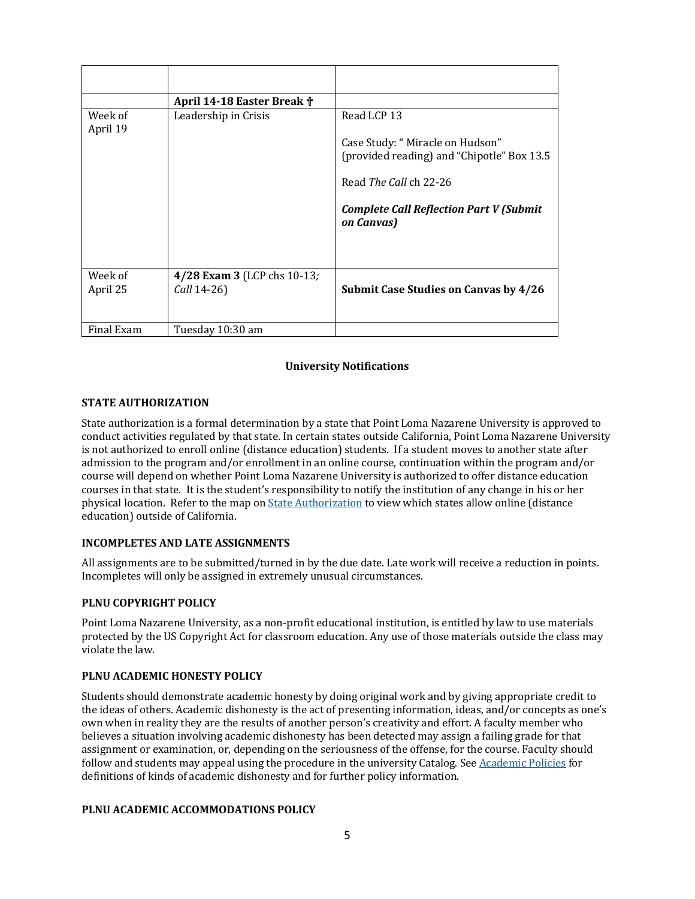| | | |
|---|---|---|
| | **April 14-18 Easter Break ✝** | |
| Week of April 19 | Leadership in Crisis | Read LCP 13<br><br>Case Study: " Miracle on Hudson" (provided reading) and "Chipotle" Box 13.5<br><br>Read *The Call* ch 22-26<br><br>***Complete Call Reflection Part V (Submit on Canvas)*** |
| Week of April 25 | **4/28 Exam 3** (LCP chs 10-13; *Call* 14-26) | **Submit Case Studies on Canvas by 4/26** |
| Final Exam | Tuesday 10:30 am | |

## University Notifications

### STATE AUTHORIZATION

State authorization is a formal determination by a state that Point Loma Nazarene University is approved to conduct activities regulated by that state. In certain states outside California, Point Loma Nazarene University is not authorized to enroll online (distance education) students. If a student moves to another state after admission to the program and/or enrollment in an online course, continuation within the program and/or course will depend on whether Point Loma Nazarene University is authorized to offer distance education courses in that state. It is the student's responsibility to notify the institution of any change in his or her physical location. Refer to the map on State Authorization to view which states allow online (distance education) outside of California.

### INCOMPLETES AND LATE ASSIGNMENTS

All assignments are to be submitted/turned in by the due date. Late work will receive a reduction in points. Incompletes will only be assigned in extremely unusual circumstances.

### PLNU COPYRIGHT POLICY

Point Loma Nazarene University, as a non-profit educational institution, is entitled by law to use materials protected by the US Copyright Act for classroom education. Any use of those materials outside the class may violate the law.

### PLNU ACADEMIC HONESTY POLICY

Students should demonstrate academic honesty by doing original work and by giving appropriate credit to the ideas of others. Academic dishonesty is the act of presenting information, ideas, and/or concepts as one's own when in reality they are the results of another person's creativity and effort. A faculty member who believes a situation involving academic dishonesty has been detected may assign a failing grade for that assignment or examination, or, depending on the seriousness of the offense, for the course. Faculty should follow and students may appeal using the procedure in the university Catalog. See Academic Policies for definitions of kinds of academic dishonesty and for further policy information.

### PLNU ACADEMIC ACCOMMODATIONS POLICY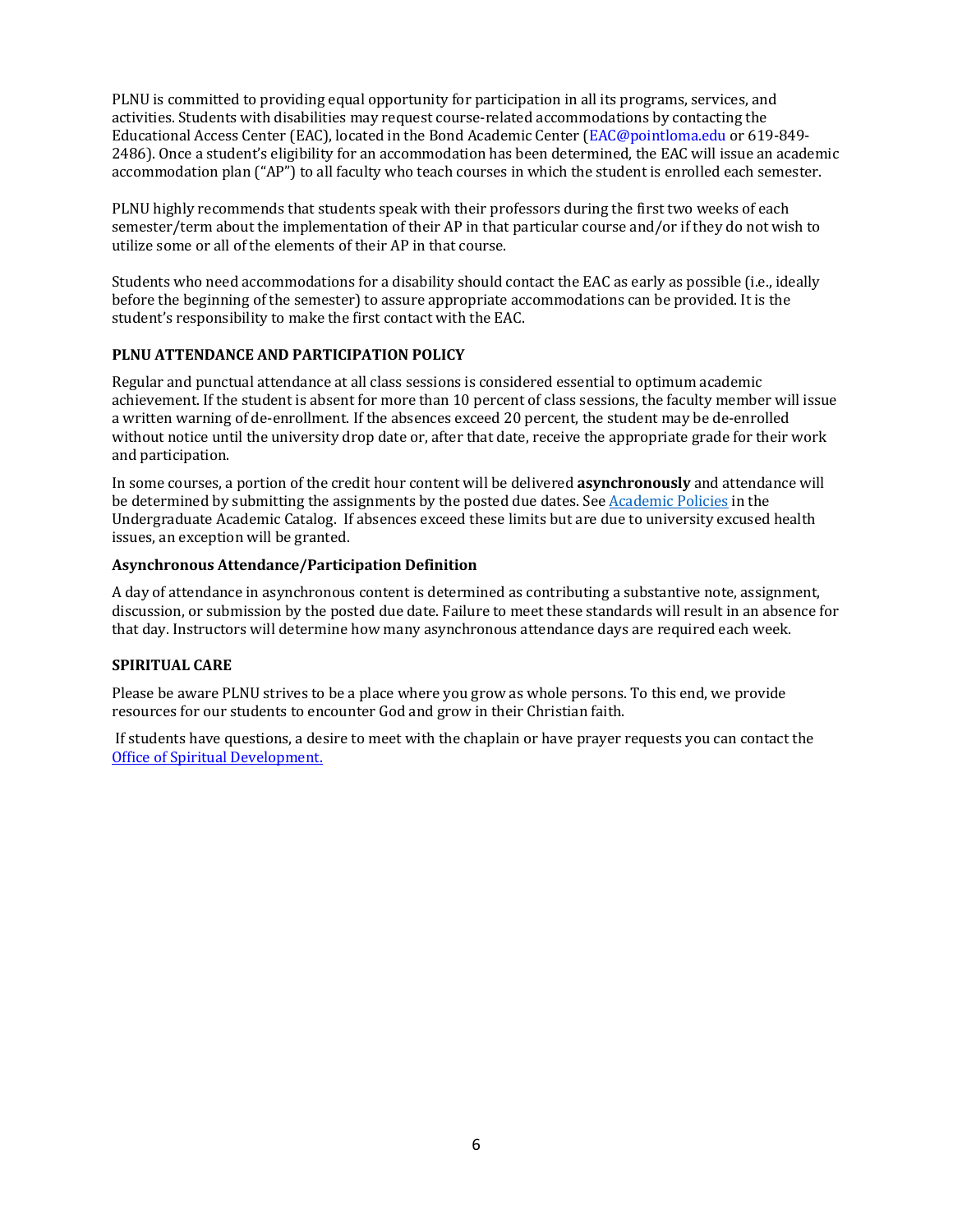PLNU is committed to providing equal opportunity for participation in all its programs, services, and activities. Students with disabilities may request course-related accommodations by contacting the Educational Access Center (EAC), located in the Bond Academic Center (EAC@pointloma.edu or 619-849-2486). Once a student's eligibility for an accommodation has been determined, the EAC will issue an academic accommodation plan ("AP") to all faculty who teach courses in which the student is enrolled each semester.

PLNU highly recommends that students speak with their professors during the first two weeks of each semester/term about the implementation of their AP in that particular course and/or if they do not wish to utilize some or all of the elements of their AP in that course.

Students who need accommodations for a disability should contact the EAC as early as possible (i.e., ideally before the beginning of the semester) to assure appropriate accommodations can be provided. It is the student's responsibility to make the first contact with the EAC.

### PLNU ATTENDANCE AND PARTICIPATION POLICY

Regular and punctual attendance at all class sessions is considered essential to optimum academic achievement. If the student is absent for more than 10 percent of class sessions, the faculty member will issue a written warning of de-enrollment. If the absences exceed 20 percent, the student may be de-enrolled without notice until the university drop date or, after that date, receive the appropriate grade for their work and participation.

In some courses, a portion of the credit hour content will be delivered **asynchronously** and attendance will be determined by submitting the assignments by the posted due dates. See Academic Policies in the Undergraduate Academic Catalog. If absences exceed these limits but are due to university excused health issues, an exception will be granted.

### Asynchronous Attendance/Participation Definition

A day of attendance in asynchronous content is determined as contributing a substantive note, assignment, discussion, or submission by the posted due date. Failure to meet these standards will result in an absence for that day. Instructors will determine how many asynchronous attendance days are required each week.

### SPIRITUAL CARE

Please be aware PLNU strives to be a place where you grow as whole persons. To this end, we provide resources for our students to encounter God and grow in their Christian faith.

If students have questions, a desire to meet with the chaplain or have prayer requests you can contact the Office of Spiritual Development.